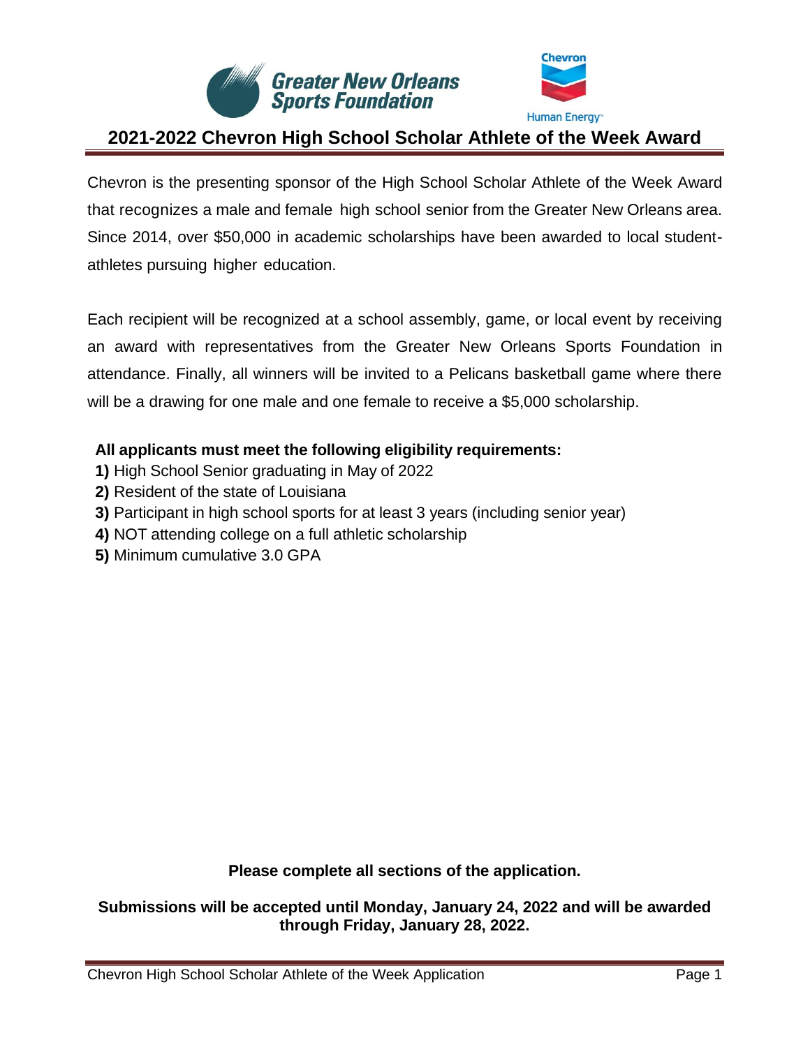Greater New Orleans Sports Foundation

Chevron Human Energy

# 2021-2022 Chevron High School Scholar Athlete of the Week Award

Chevron is the presenting sponsor of the High School Scholar Athlete of the Week Award that recognizes a male and female high school senior from the Greater New Orleans area. Since 2014, over $50,000 in academic scholarships have been awarded to local student-athletes pursuing higher education.

Each recipient will be recognized at a school assembly, game, or local event by receiving an award with representatives from the Greater New Orleans Sports Foundation in attendance. Finally, all winners will be invited to a Pelicans basketball game where there will be a drawing for one male and one female to receive a $5,000 scholarship.

**All applicants must meet the following eligibility requirements:**

**1)** High School Senior graduating in May of 2022
**2)** Resident of the state of Louisiana
**3)** Participant in high school sports for at least 3 years (including senior year)
**4)** NOT attending college on a full athletic scholarship
**5)** Minimum cumulative 3.0 GPA

**Please complete all sections of the application.**

**Submissions will be accepted until Monday, January 24, 2022 and will be awarded through Friday, January 28, 2022.**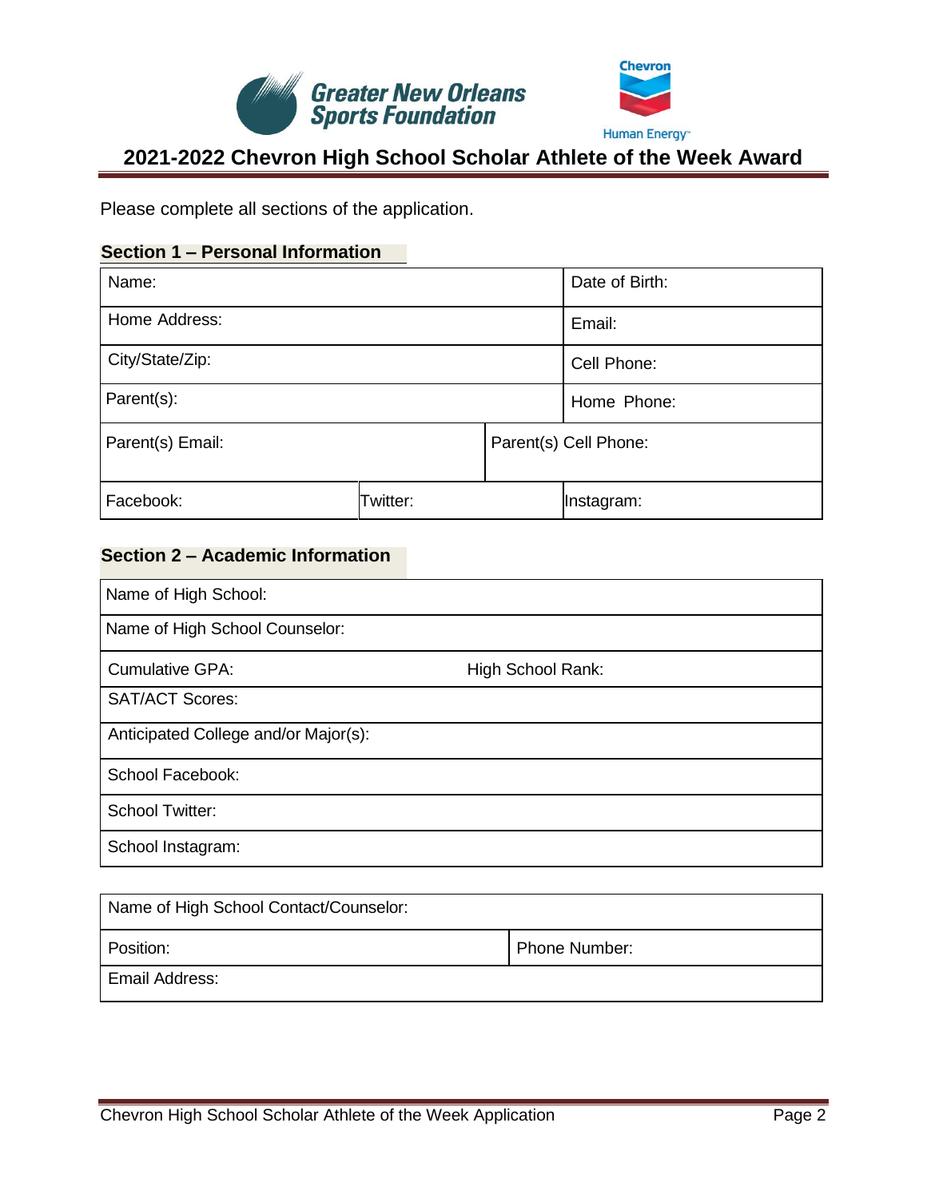## 2021-2022 Chevron High School Scholar Athlete of the Week Award

Please complete all sections of the application.

### Section 1 – Personal Information

| Name: | | Date of Birth: |
|---|---|---|
| Home Address: | | Email: |
| City/State/Zip: | | Cell Phone: |
| Parent(s): | | Home Phone: |
| Parent(s) Email: | Parent(s) Cell Phone: | |
| Facebook: | Twitter: | Instagram: |

### Section 2 – Academic Information

| Name of High School: | |
|---|---|
| Name of High School Counselor: | |
| Cumulative GPA: | High School Rank: |
| SAT/ACT Scores: | |
| Anticipated College and/or Major(s): | |
| School Facebook: | |
| School Twitter: | |
| School Instagram: | |

| Name of High School Contact/Counselor: | |
|---|---|
| Position: | Phone Number: |
| Email Address: | |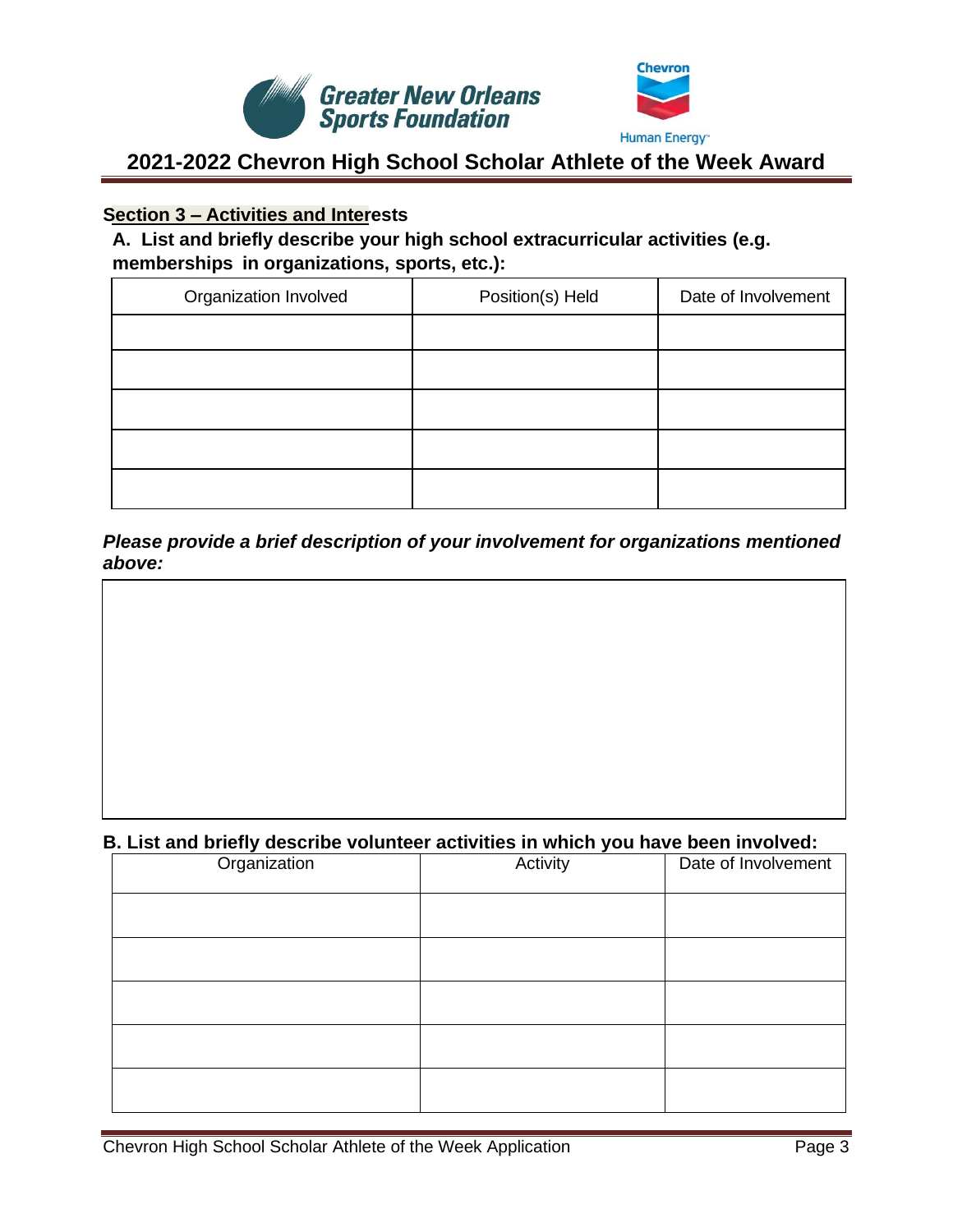Greater New Orleans Sports Foundation

Chevron

Human Energy

# 2021-2022 Chevron High School Scholar Athlete of the Week Award

## Section 3 – Activities and Interests

**A. List and briefly describe your high school extracurricular activities (e.g. memberships in organizations, sports, etc.):**

| Organization Involved | Position(s) Held | Date of Involvement |
|---|---|---|
| | | |
| | | |
| | | |
| | | |
| | | |

***Please provide a brief description of your involvement for organizations mentioned above:***

| |
|---|
| |

**B. List and briefly describe volunteer activities in which you have been involved:**

| Organization | Activity | Date of Involvement |
|---|---|---|
| | | |
| | | |
| | | |
| | | |
| | | |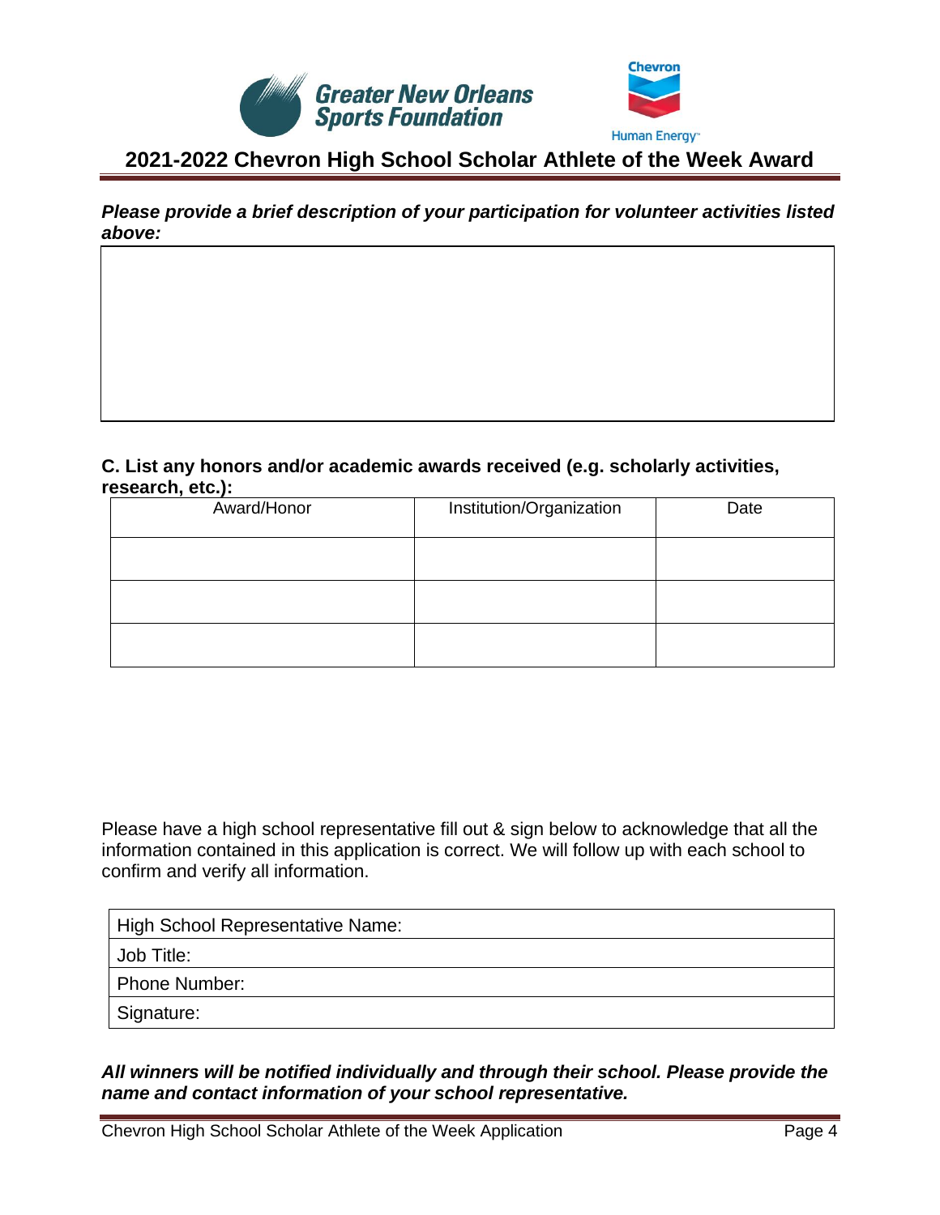## 2021-2022 Chevron High School Scholar Athlete of the Week Award

***Please provide a brief description of your participation for volunteer activities listed above:***

| |
|---|
| |

**C. List any honors and/or academic awards received (e.g. scholarly activities, research, etc.):**

| Award/Honor | Institution/Organization | Date |
|---|---|---|
| | | |
| | | |
| | | |

Please have a high school representative fill out & sign below to acknowledge that all the information contained in this application is correct. We will follow up with each school to confirm and verify all information.

| High School Representative Name: |
|---|
| Job Title: |
| Phone Number: |
| Signature: |

***All winners will be notified individually and through their school. Please provide the name and contact information of your school representative.***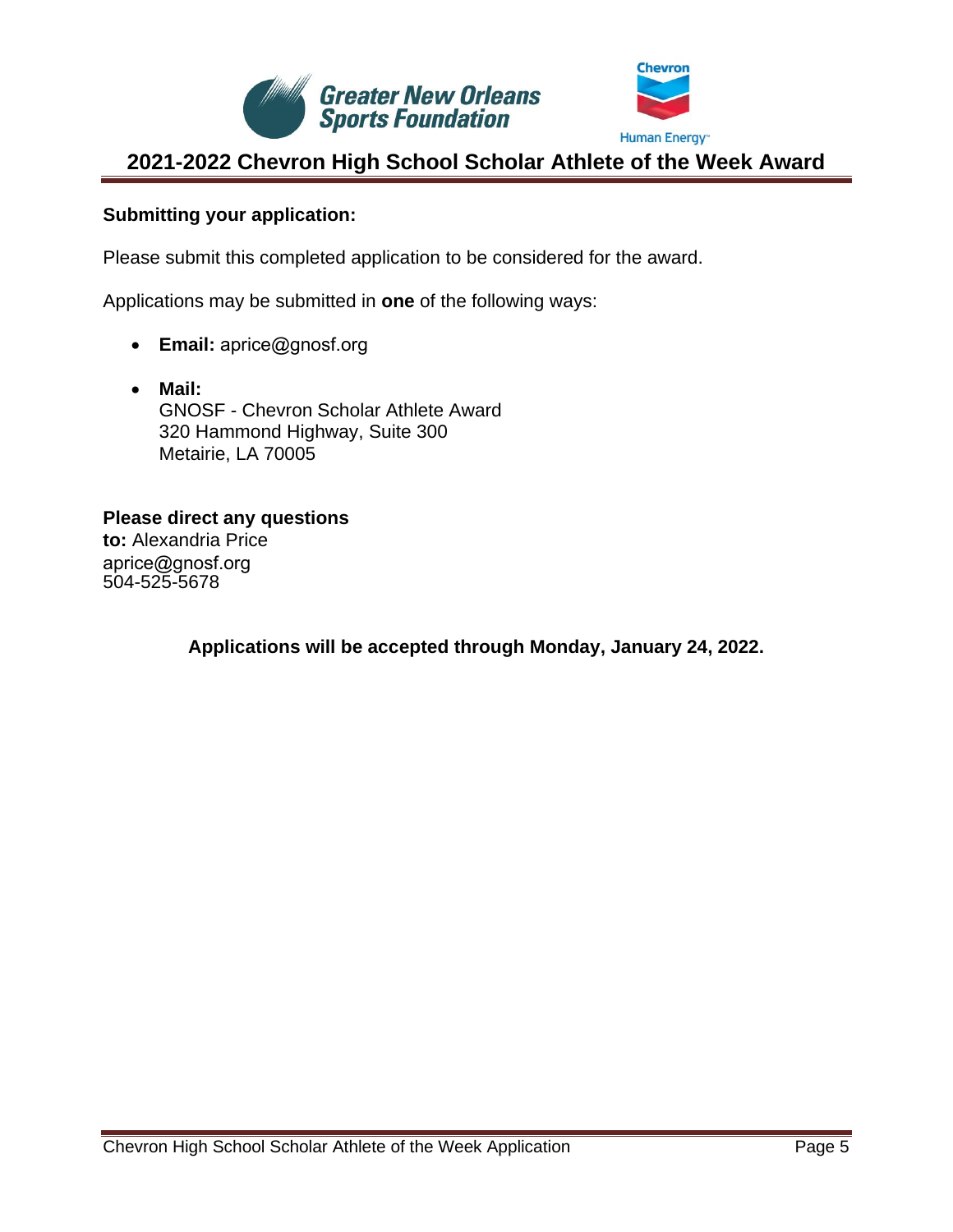# 2021-2022 Chevron High School Scholar Athlete of the Week Award

**Submitting your application:**

Please submit this completed application to be considered for the award.

Applications may be submitted in **one** of the following ways:

- **Email:** aprice@gnosf.org
- **Mail:**
  GNOSF - Chevron Scholar Athlete Award
  320 Hammond Highway, Suite 300
  Metairie, LA 70005

**Please direct any questions to:** Alexandria Price
aprice@gnosf.org
504-525-5678

**Applications will be accepted through Monday, January 24, 2022.**